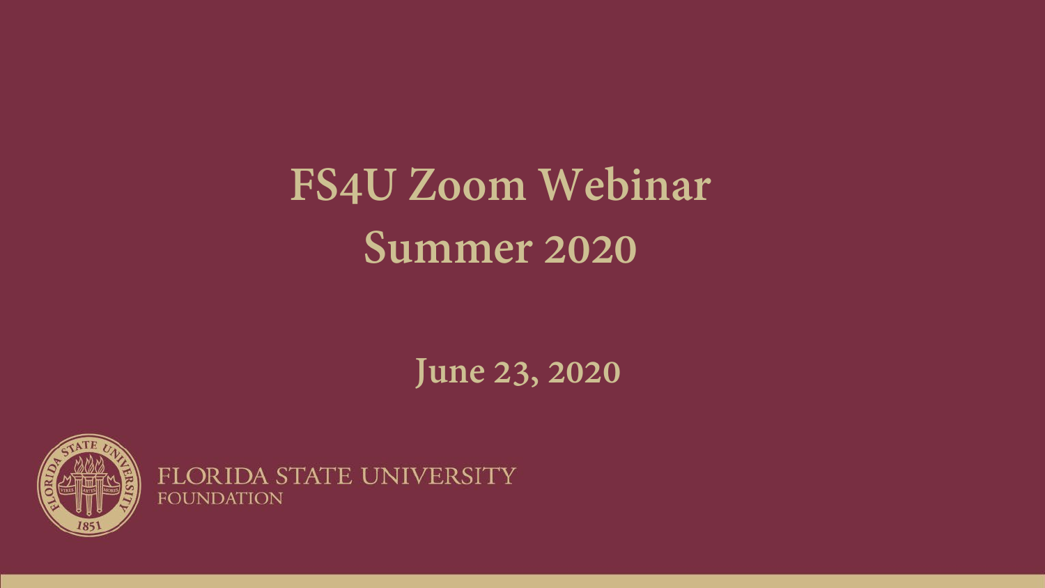# FS4U Zoom Webinar
# Summer 2020

**June 23, 2020**

FLORIDA STATE UNIVERSITY
FOUNDATION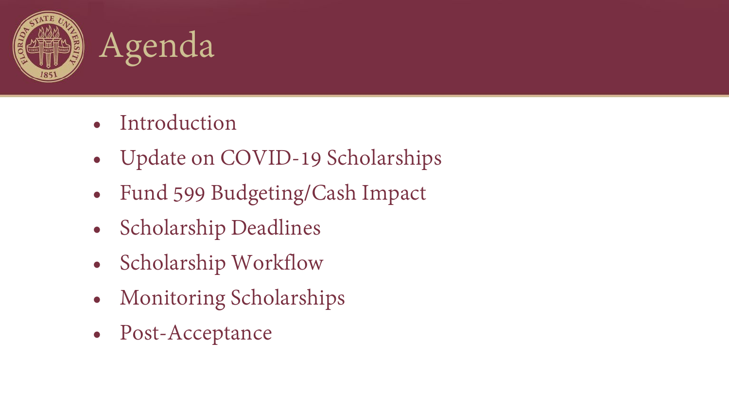# Agenda

- Introduction
- Update on COVID-19 Scholarships
- Fund 599 Budgeting/Cash Impact
- Scholarship Deadlines
- Scholarship Workflow
- Monitoring Scholarships
- Post-Acceptance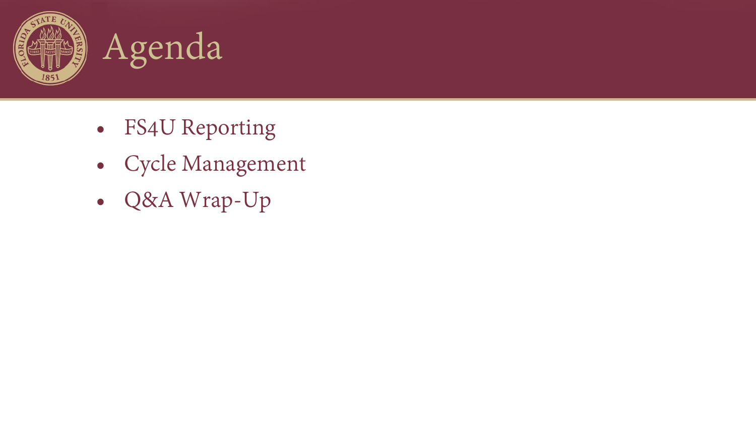# Agenda

- FS4U Reporting
- Cycle Management
- Q&A Wrap-Up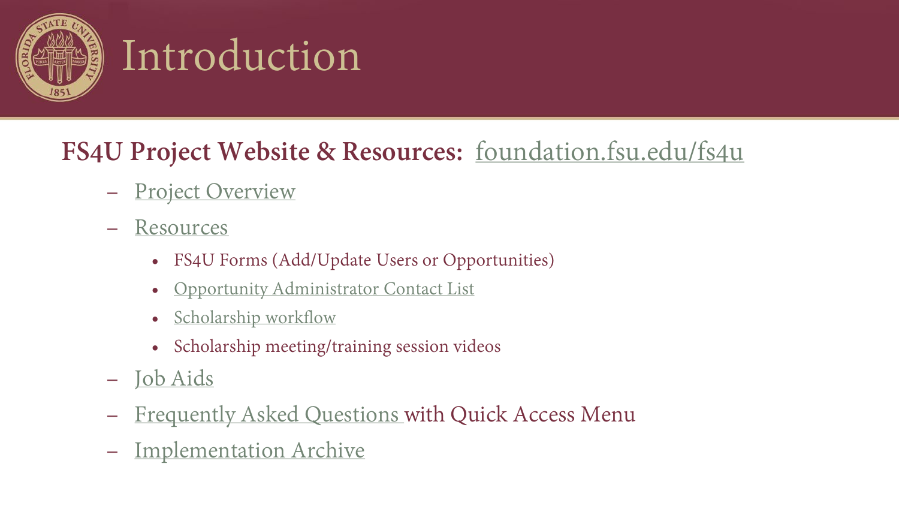# Introduction

**FS4U Project Website & Resources:** foundation.fsu.edu/fs4u

- Project Overview
- Resources
  - FS4U Forms (Add/Update Users or Opportunities)
  - Opportunity Administrator Contact List
  - Scholarship workflow
  - Scholarship meeting/training session videos
- Job Aids
- Frequently Asked Questions with Quick Access Menu
- Implementation Archive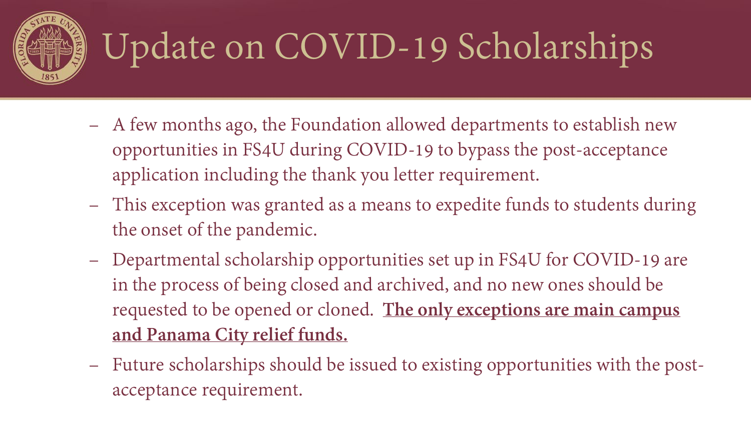# Update on COVID-19 Scholarships

- A few months ago, the Foundation allowed departments to establish new opportunities in FS4U during COVID-19 to bypass the post-acceptance application including the thank you letter requirement.
- This exception was granted as a means to expedite funds to students during the onset of the pandemic.
- Departmental scholarship opportunities set up in FS4U for COVID-19 are in the process of being closed and archived, and no new ones should be requested to be opened or cloned. <u>**The only exceptions are main campus and Panama City relief funds.**</u>
- Future scholarships should be issued to existing opportunities with the post-acceptance requirement.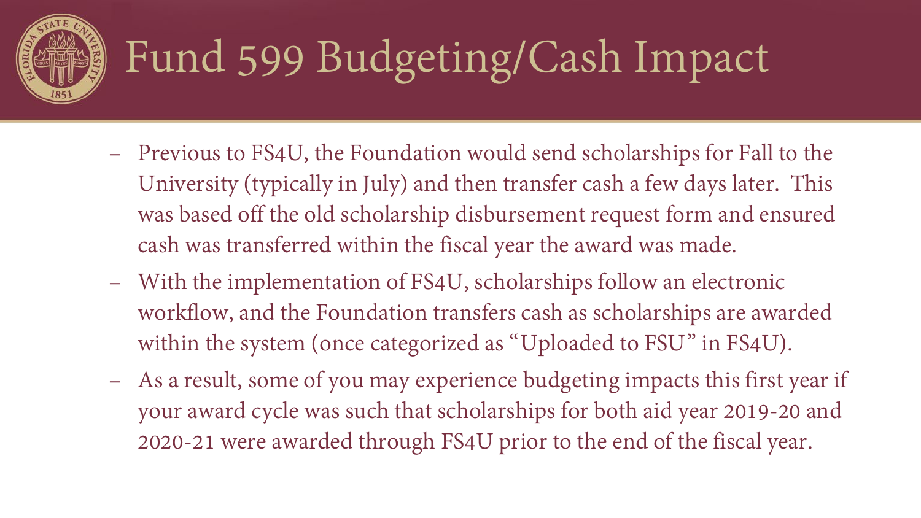# Fund 599 Budgeting/Cash Impact

- Previous to FS4U, the Foundation would send scholarships for Fall to the University (typically in July) and then transfer cash a few days later. This was based off the old scholarship disbursement request form and ensured cash was transferred within the fiscal year the award was made.
- With the implementation of FS4U, scholarships follow an electronic workflow, and the Foundation transfers cash as scholarships are awarded within the system (once categorized as "Uploaded to FSU" in FS4U).
- As a result, some of you may experience budgeting impacts this first year if your award cycle was such that scholarships for both aid year 2019-20 and 2020-21 were awarded through FS4U prior to the end of the fiscal year.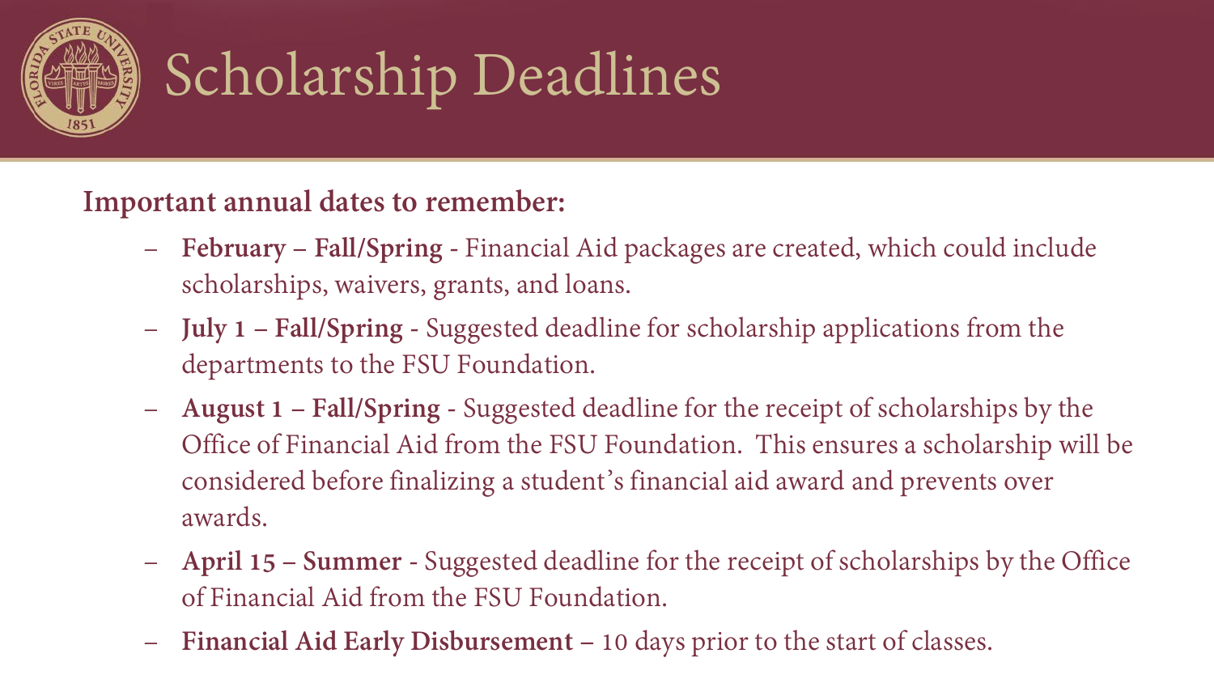# Scholarship Deadlines

**Important annual dates to remember:**

- **February – Fall/Spring** - Financial Aid packages are created, which could include scholarships, waivers, grants, and loans.
- **July 1 – Fall/Spring** - Suggested deadline for scholarship applications from the departments to the FSU Foundation.
- **August 1 – Fall/Spring** - Suggested deadline for the receipt of scholarships by the Office of Financial Aid from the FSU Foundation. This ensures a scholarship will be considered before finalizing a student's financial aid award and prevents over awards.
- **April 15 – Summer** - Suggested deadline for the receipt of scholarships by the Office of Financial Aid from the FSU Foundation.
- **Financial Aid Early Disbursement** – 10 days prior to the start of classes.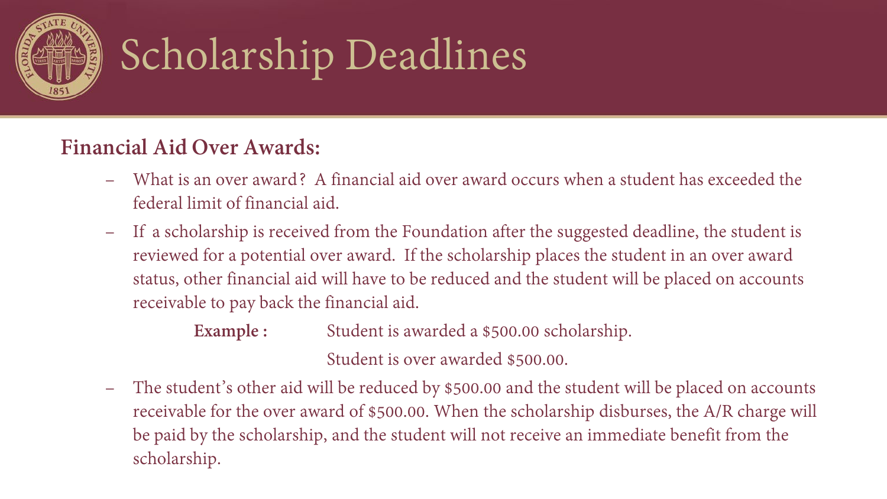# Scholarship Deadlines

## Financial Aid Over Awards:

- What is an over award? A financial aid over award occurs when a student has exceeded the federal limit of financial aid.
- If a scholarship is received from the Foundation after the suggested deadline, the student is reviewed for a potential over award. If the scholarship places the student in an over award status, other financial aid will have to be reduced and the student will be placed on accounts receivable to pay back the financial aid.

  **Example :** Student is awarded a $500.00 scholarship.

  Student is over awarded $500.00.

- The student's other aid will be reduced by $500.00 and the student will be placed on accounts receivable for the over award of $500.00. When the scholarship disburses, the A/R charge will be paid by the scholarship, and the student will not receive an immediate benefit from the scholarship.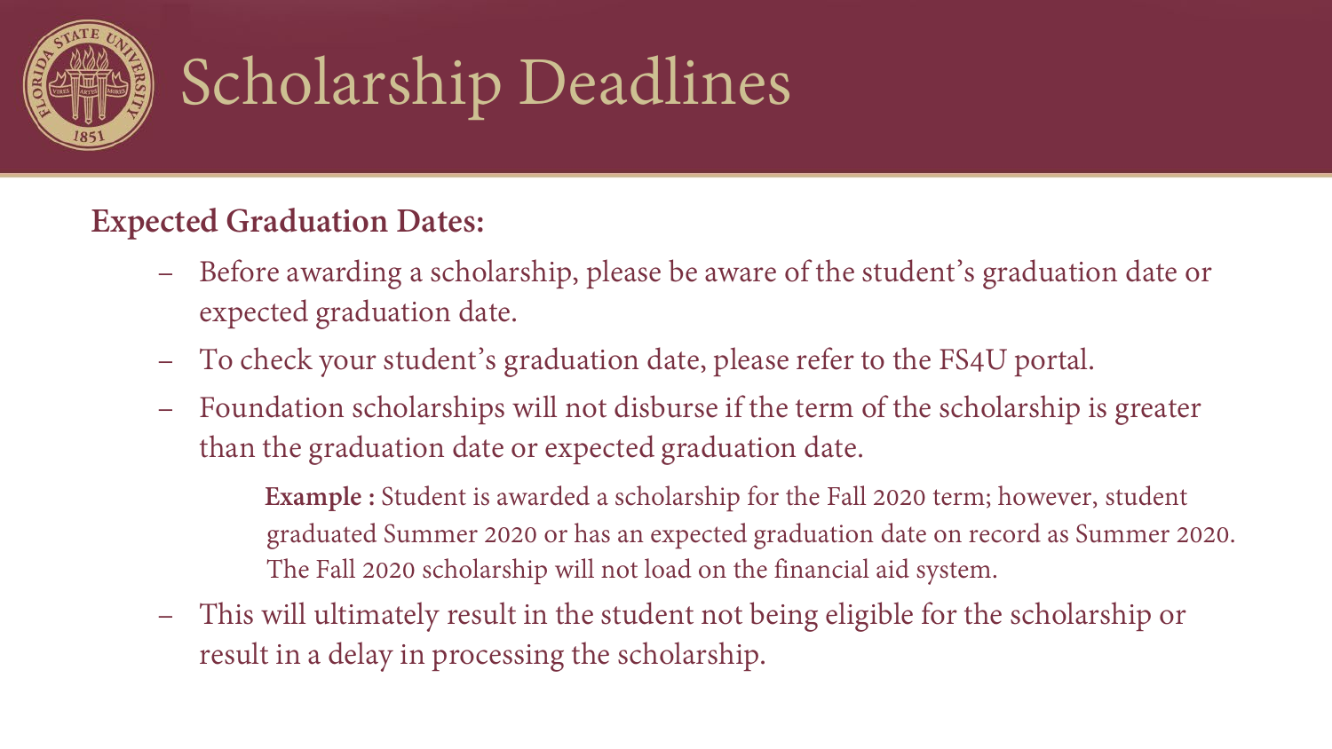# Scholarship Deadlines

**Expected Graduation Dates:**

- Before awarding a scholarship, please be aware of the student's graduation date or expected graduation date.
- To check your student's graduation date, please refer to the FS4U portal.
- Foundation scholarships will not disburse if the term of the scholarship is greater than the graduation date or expected graduation date.

  **Example :** Student is awarded a scholarship for the Fall 2020 term; however, student graduated Summer 2020 or has an expected graduation date on record as Summer 2020. The Fall 2020 scholarship will not load on the financial aid system.

- This will ultimately result in the student not being eligible for the scholarship or result in a delay in processing the scholarship.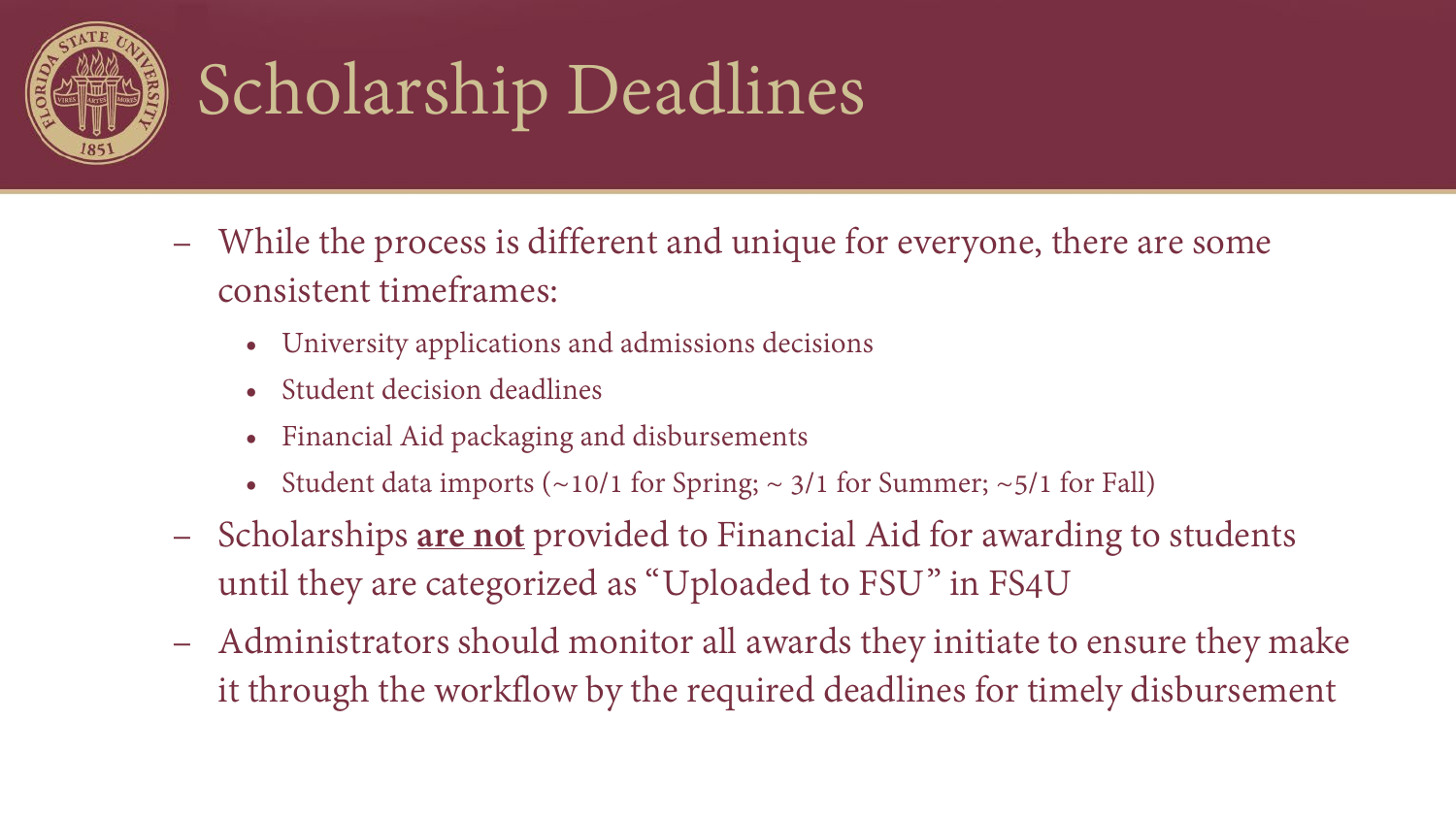# Scholarship Deadlines

- While the process is different and unique for everyone, there are some consistent timeframes:
  - University applications and admissions decisions
  - Student decision deadlines
  - Financial Aid packaging and disbursements
  - Student data imports (~10/1 for Spring; ~ 3/1 for Summer; ~5/1 for Fall)
- Scholarships **<u>are not</u>** provided to Financial Aid for awarding to students until they are categorized as "Uploaded to FSU" in FS4U
- Administrators should monitor all awards they initiate to ensure they make it through the workflow by the required deadlines for timely disbursement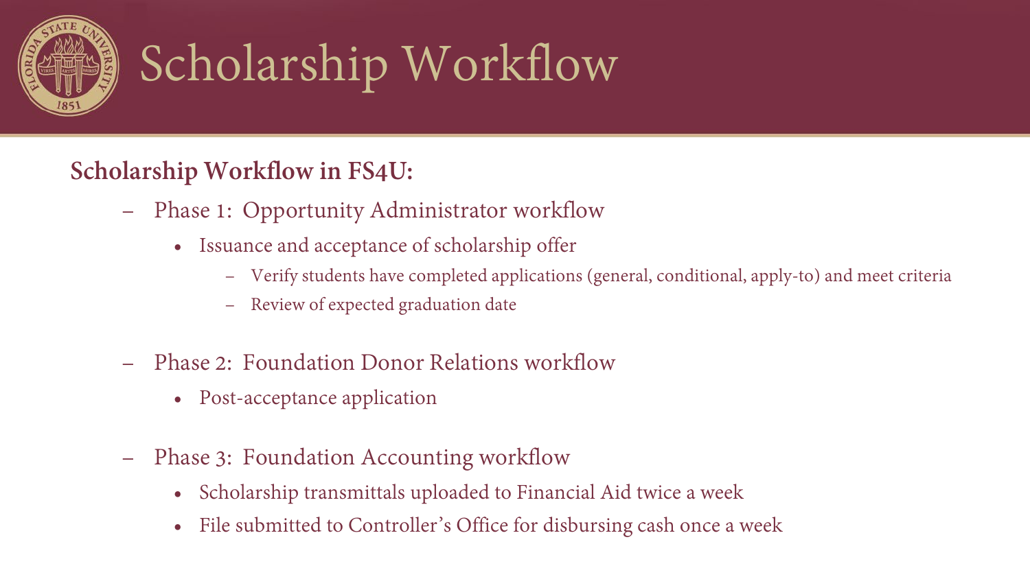# Scholarship Workflow

**Scholarship Workflow in FS4U:**

- Phase 1: Opportunity Administrator workflow
  - Issuance and acceptance of scholarship offer
    - Verify students have completed applications (general, conditional, apply-to) and meet criteria
    - Review of expected graduation date

- Phase 2: Foundation Donor Relations workflow
  - Post-acceptance application

- Phase 3: Foundation Accounting workflow
  - Scholarship transmittals uploaded to Financial Aid twice a week
  - File submitted to Controller's Office for disbursing cash once a week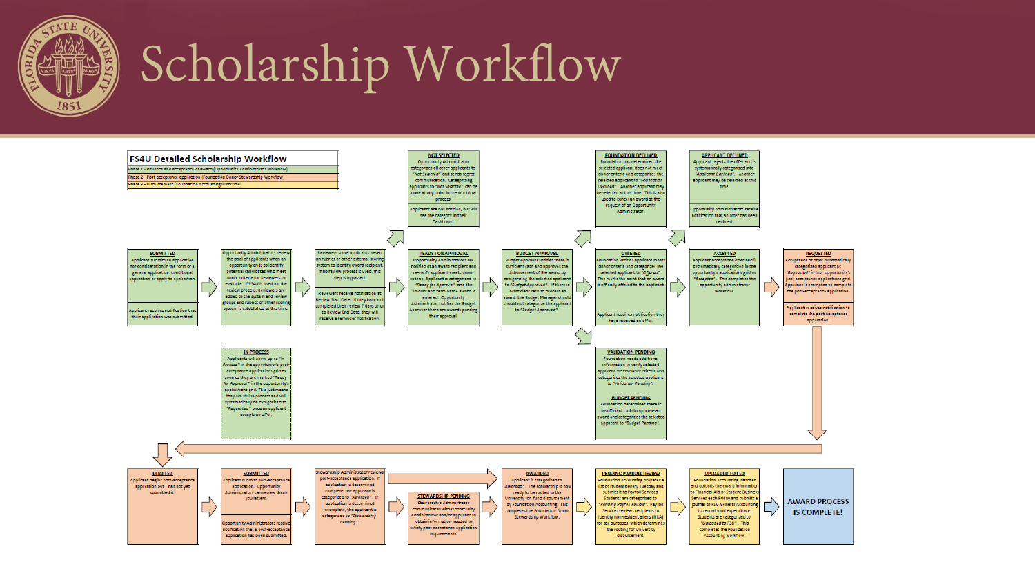# Scholarship Workflow

## FS4U Detailed Scholarship Workflow

- Phase 1 - Issuance and acceptance of award (Opportunity Administrator Workflow)
- Phase 2 - Post-acceptance application (Foundation Donor Stewardship Workflow)
- Phase 3 - Disbursement (Foundation Accounting Workflow)

### Phase 1

**SUBMITTED**
Applicant submits an application for consideration in the form of a general application, conditional application or apply-to application.

Applicant receives notification that their application was submitted.

→

Opportunity Administrators review the pool of applicants when an opportunity ends to identify potential candidates who meet donor criteria for Reviewers to evaluate. If FS4U is used for the review process, Reviewers are added to the system and review groups and rubrics or other scoring system is established at this time.

→

Reviewers score applicants based on rubrics or other external scoring system to identify award recipient. If no review process is used, this step is bypassed.

Reviewers receive notification at Review Start Date. If they have not completed their review 7 days prior to Review End Date, they will receive a reminder notification.

→

**NOT SELECTED**
Opportunity Administrator categorizes all other applicants to "Not Selected" and sends regret communication. Categorizing applicants to "Not Selected" can be done at any point in the workflow process.

Applicants are not notified, but will see the category in their Dashboard.

**READY FOR APPROVAL**
Opportunity Administrators are notified of an award recipient and re-verify applicant meets donor criteria. Applicant is categorized to "Ready for Approval" and the amount and term of the award is entered. Opportunity Administrator notifies the Budget Approver there are awards pending their approval.

→

**BUDGET APPROVED**
Budget Approver verifies there is sufficient cash and approves the disbursement of the award by categorizing the selected applicant to "Budget Approved". If there is insufficient cash to process an award, the Budget Manager should should not categorize the applicant to "Budget Approved".

→

**FOUNDATION DECLINED**
Foundation has determined the selected applicant does not meet donor criteria and categorizes the selected applicant to "Foundation Declined". Another applicant may be selected at this time. This is also used to cancel an award at the request of an Opportunity Administrator.

**OFFERED**
Foundation verifies applicant meets donor criteria and categorizes the selected applicant to "Offered". This marks the point that an award is officially offered to the applicant.

Applicant receives notification they have received an offer.

**VALIDATION PENDING**
Foundation needs additional information to verify selected applicant meets donor criteria and categorizes the selected applicant to "Validation Pending".

**BUDGET PENDING**
Foundation determines there is insufficient cash to approve an award and categorizes the selected applicant to "Budget Pending".

→

**APPLICANT DECLINED**
Applicant rejects the offer and is systematically categorized into "Applicant Declined". Another applicant may be selected at this time.

Opportunity Administrator receive notification that an offer has been declined.

**ACCEPTED**
Applicant accepts the offer and is systematically categorized in the opportunity's applications grid as "Accepted". This completes the opportunity administrator workflow.

→

**REQUESTED**
Acceptance of offer systematically categorized applicant as "Requested" in the opportunity's post-acceptance applications grid. Applicant is prompted to complete the post-acceptance application.

Applicant receives notification to complete the post-acceptance application.

### Phase 2

**IN PROCESS**
Applicants will show up as "In Process" in the opportunity's post-acceptance applications grid as soon as they are marked "Ready for Approval" in the opportunity's applications grid. This just means they are still in process and will systematically be categorized to "Requested" once an applicant accepts an offer.

**DRAFTED**
Applicant begins post-acceptance application but has not yet submitted it.

→

**SUBMITTED**
Applicant submits post-acceptance application. Opportunity Administrators can review thank you letters.

Opportunity Administrators receive notification that a post-acceptance application has been submitted.

→

Stewardship Administrator reviews post-acceptance application. If application is determined complete, the applicant is categorized to "Awarded". If application is determined incomplete, the applicant is categorized to "Stewardship Pending".

→

**STEWARDSHIP PENDING**
Stewardship Administrator communicates with Opportunity Administrator and/or applicant to obtain information needed to satisfy post-acceptance application requirements.

→

**AWARDED**
Applicant is categorized to "Awarded". The scholarship is now ready to be routed to the University for fund disbursement by Foundation Accounting. This completes the Foundation Donor Stewardship Workflow.

### Phase 3

→

**PENDING PAYROLL REVIEW**
Foundation Accounting prepares a list of students every Tuesday and submits it to Payroll Services. Students are categorized to "Pending Payroll Review". Payroll Services reviews recipients to identify non-resident aliens (NRA) for tax purposes, which determines the routing for university disbursement.

→

**UPLOADED TO FSU**
Foundation Accounting batches and uploads the award information to Financial Aid or Student Business Services each Friday and submits a journal to FSU General Accounting to record fund expenditure. Students are categorized to "Uploaded to FSU". This completes the Foundation Accounting workflow.

→

**AWARD PROCESS IS COMPLETE!**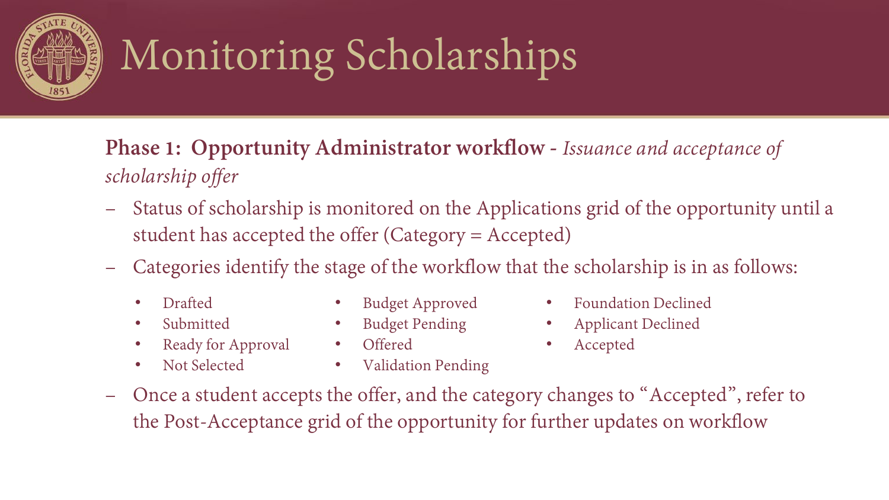# Monitoring Scholarships

**Phase 1: Opportunity Administrator workflow** - *Issuance and acceptance of scholarship offer*

- Status of scholarship is monitored on the Applications grid of the opportunity until a student has accepted the offer (Category = Accepted)
- Categories identify the stage of the workflow that the scholarship is in as follows:
  - Drafted
  - Submitted
  - Ready for Approval
  - Not Selected
  - Budget Approved
  - Budget Pending
  - Offered
  - Validation Pending
  - Foundation Declined
  - Applicant Declined
  - Accepted
- Once a student accepts the offer, and the category changes to "Accepted", refer to the Post-Acceptance grid of the opportunity for further updates on workflow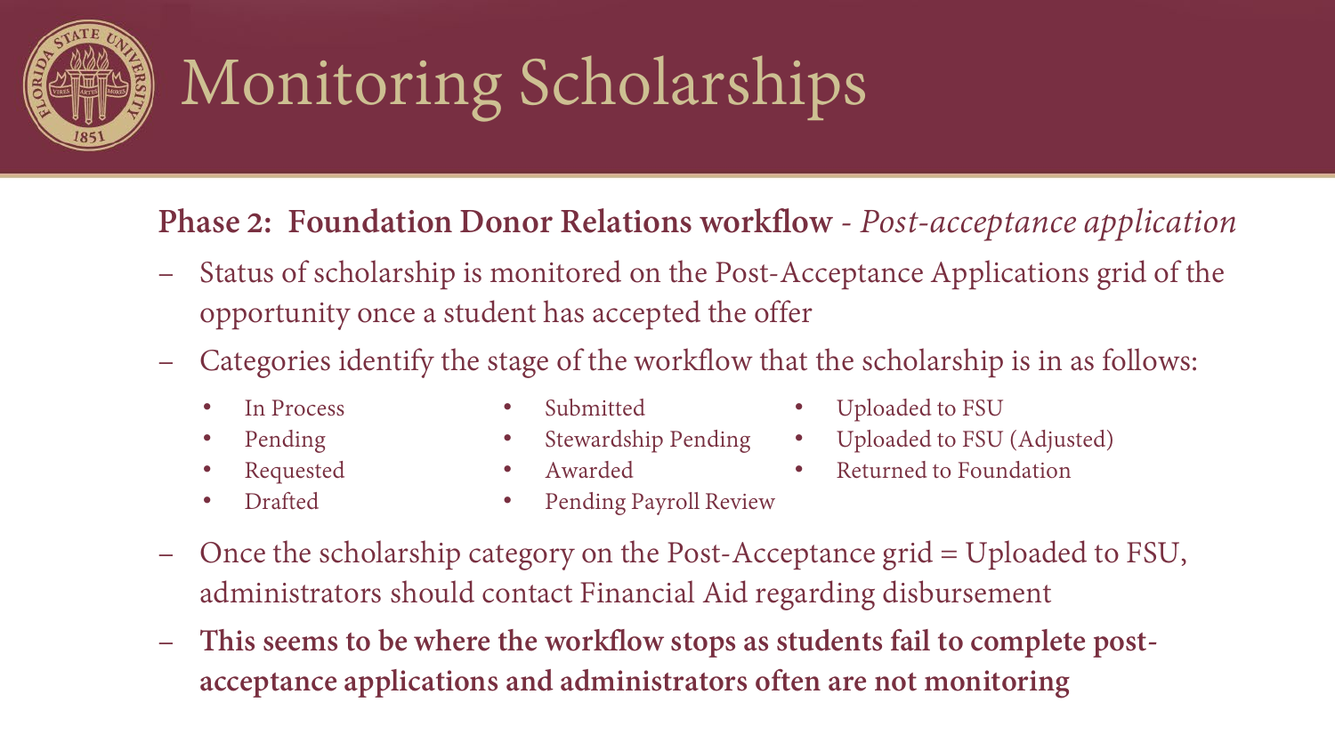# Monitoring Scholarships

**Phase 2: Foundation Donor Relations workflow** - *Post-acceptance application*

- Status of scholarship is monitored on the Post-Acceptance Applications grid of the opportunity once a student has accepted the offer
- Categories identify the stage of the workflow that the scholarship is in as follows:
  - In Process
  - Pending
  - Requested
  - Drafted
  - Submitted
  - Stewardship Pending
  - Awarded
  - Pending Payroll Review
  - Uploaded to FSU
  - Uploaded to FSU (Adjusted)
  - Returned to Foundation
- Once the scholarship category on the Post-Acceptance grid = Uploaded to FSU, administrators should contact Financial Aid regarding disbursement
- **This seems to be where the workflow stops as students fail to complete post-acceptance applications and administrators often are not monitoring**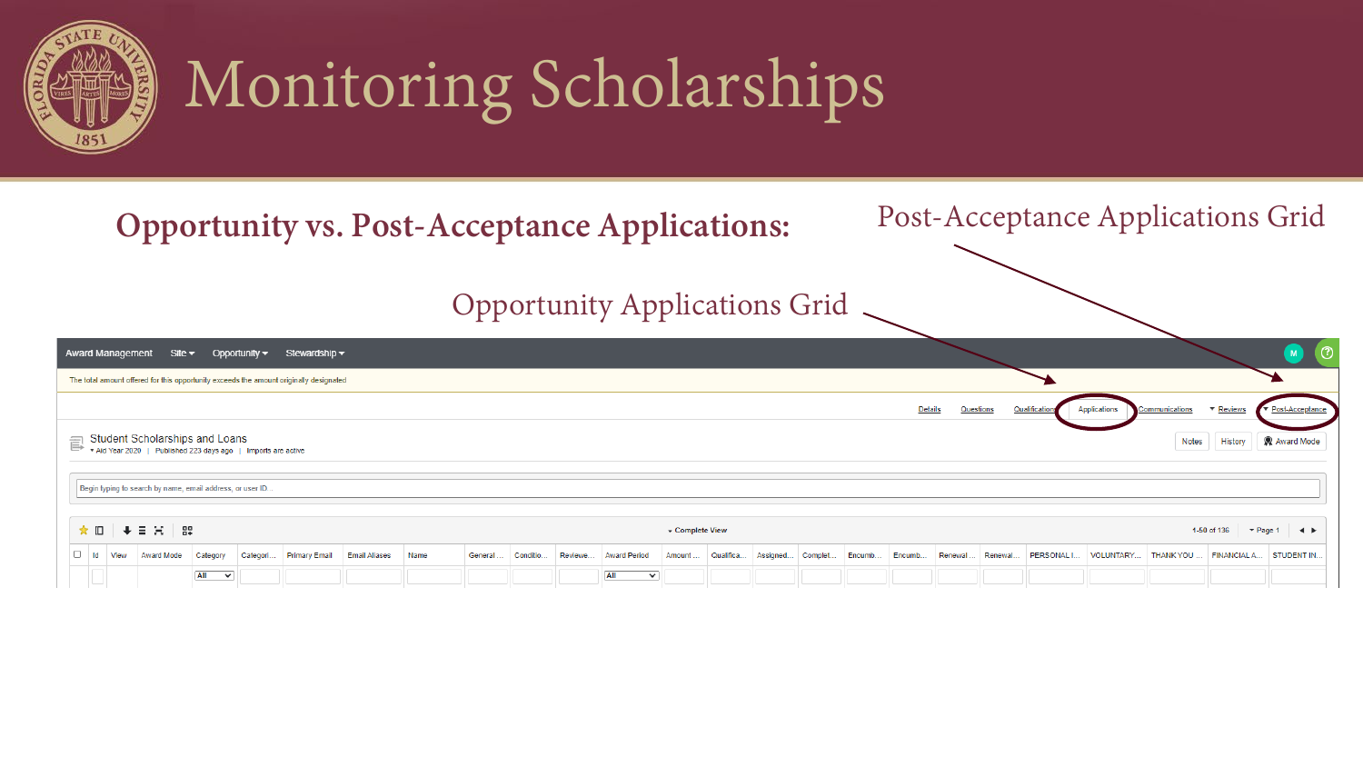# Monitoring Scholarships

## Opportunity vs. Post-Acceptance Applications:

Post-Acceptance Applications Grid

Opportunity Applications Grid

Award Management Site ▾ Opportunity ▾ Stewardship ▾

The total amount offered for this opportunity exceeds the amount originally designated

Details Questions Qualifications Applications Communications ▾ Reviews ▾ Post-Acceptance

Student Scholarships and Loans
▾ Aid Year 2020 | Published 223 days ago | Imports are active

Notes History Award Mode

Begin typing to search by name, email address, or user ID...

▾ Complete View 1-50 of 136 ▾ Page 1

| | Id | View | Award Mode | Category | Categori... | Primary Email | Email Aliases | Name | General ... | Conditio... | Reviewe... | Award Period | Amount ... | Qualifica... | Assigned... | Complet... | Encumb... | Encumb... | Renewal ... | Renewal... | PERSONAL I... | VOLUNTARY... | THANK YOU ... | FINANCIAL A... | STUDENT IN... |
|---|---|---|---|---|---|---|---|---|---|---|---|---|---|---|---|---|---|---|---|---|---|---|---|---|---|
| | | | | All | | | | | | | | All | | | | | | | | | | | | | |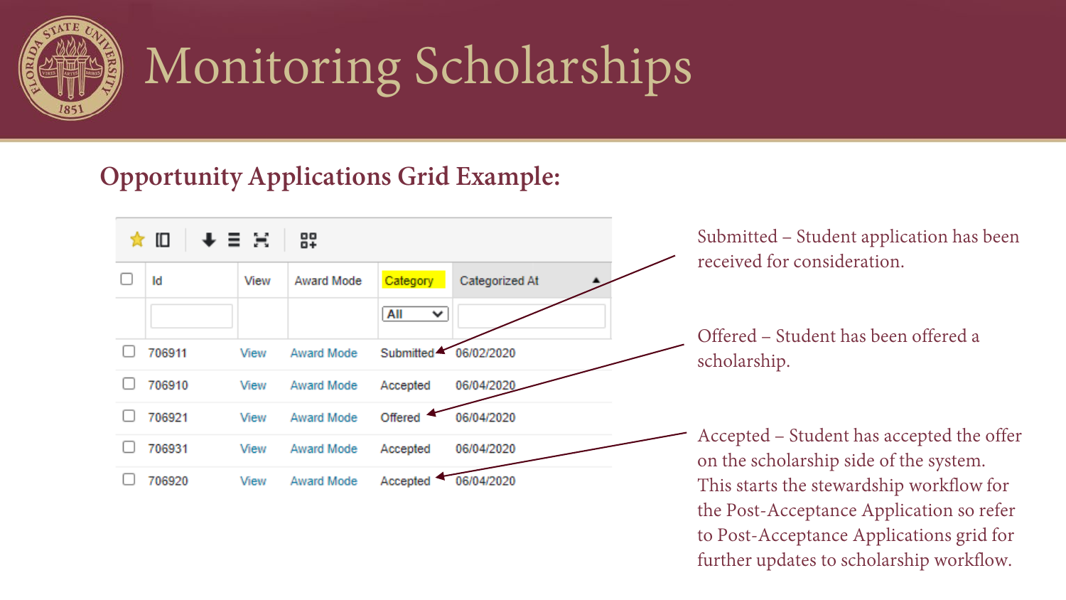# Monitoring Scholarships

## Opportunity Applications Grid Example:

| Id | View | Award Mode | Category | Categorized At |
| --- | --- | --- | --- | --- |
| 706911 | View | Award Mode | Submitted | 06/02/2020 |
| 706910 | View | Award Mode | Accepted | 06/04/2020 |
| 706921 | View | Award Mode | Offered | 06/04/2020 |
| 706931 | View | Award Mode | Accepted | 06/04/2020 |
| 706920 | View | Award Mode | Accepted | 06/04/2020 |

Submitted – Student application has been received for consideration.

Offered – Student has been offered a scholarship.

Accepted – Student has accepted the offer on the scholarship side of the system. This starts the stewardship workflow for the Post-Acceptance Application so refer to Post-Acceptance Applications grid for further updates to scholarship workflow.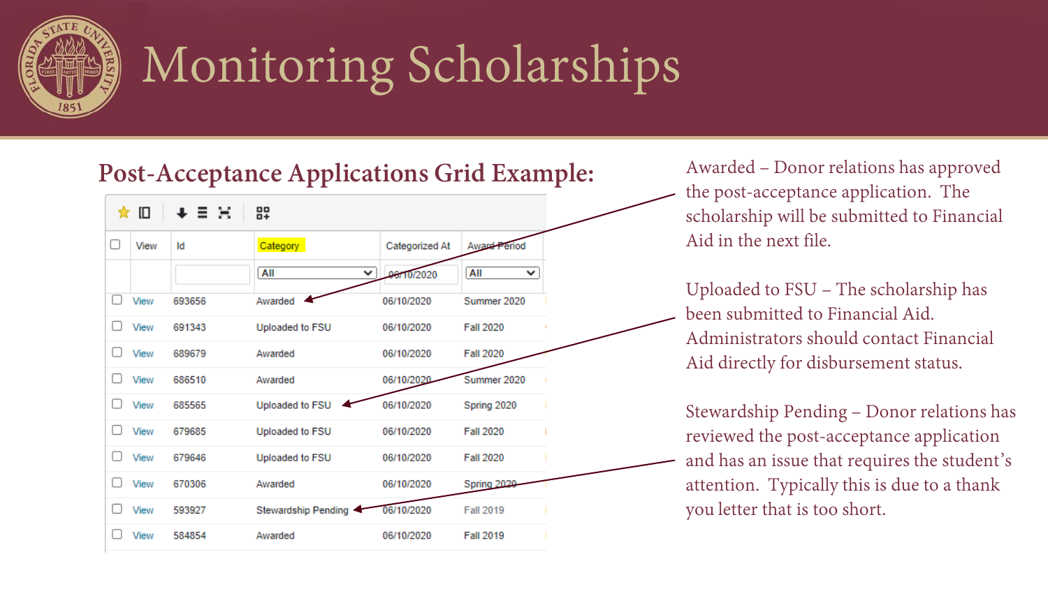# Monitoring Scholarships

## Post-Acceptance Applications Grid Example:

| | View | Id | Category | Categorized At | Award Period |
|---|---|---|---|---|---|
| | | | All | 06/10/2020 | All |
| ☐ | View | 693656 | Awarded | 06/10/2020 | Summer 2020 |
| ☐ | View | 691343 | Uploaded to FSU | 06/10/2020 | Fall 2020 |
| ☐ | View | 689679 | Awarded | 06/10/2020 | Fall 2020 |
| ☐ | View | 686510 | Awarded | 06/10/2020 | Summer 2020 |
| ☐ | View | 685565 | Uploaded to FSU | 06/10/2020 | Spring 2020 |
| ☐ | View | 679685 | Uploaded to FSU | 06/10/2020 | Fall 2020 |
| ☐ | View | 679646 | Uploaded to FSU | 06/10/2020 | Fall 2020 |
| ☐ | View | 670306 | Awarded | 06/10/2020 | Spring 2020 |
| ☐ | View | 593927 | Stewardship Pending | 06/10/2020 | Fall 2019 |
| ☐ | View | 584854 | Awarded | 06/10/2020 | Fall 2019 |

Awarded – Donor relations has approved the post-acceptance application. The scholarship will be submitted to Financial Aid in the next file.

Uploaded to FSU – The scholarship has been submitted to Financial Aid. Administrators should contact Financial Aid directly for disbursement status.

Stewardship Pending – Donor relations has reviewed the post-acceptance application and has an issue that requires the student's attention. Typically this is due to a thank you letter that is too short.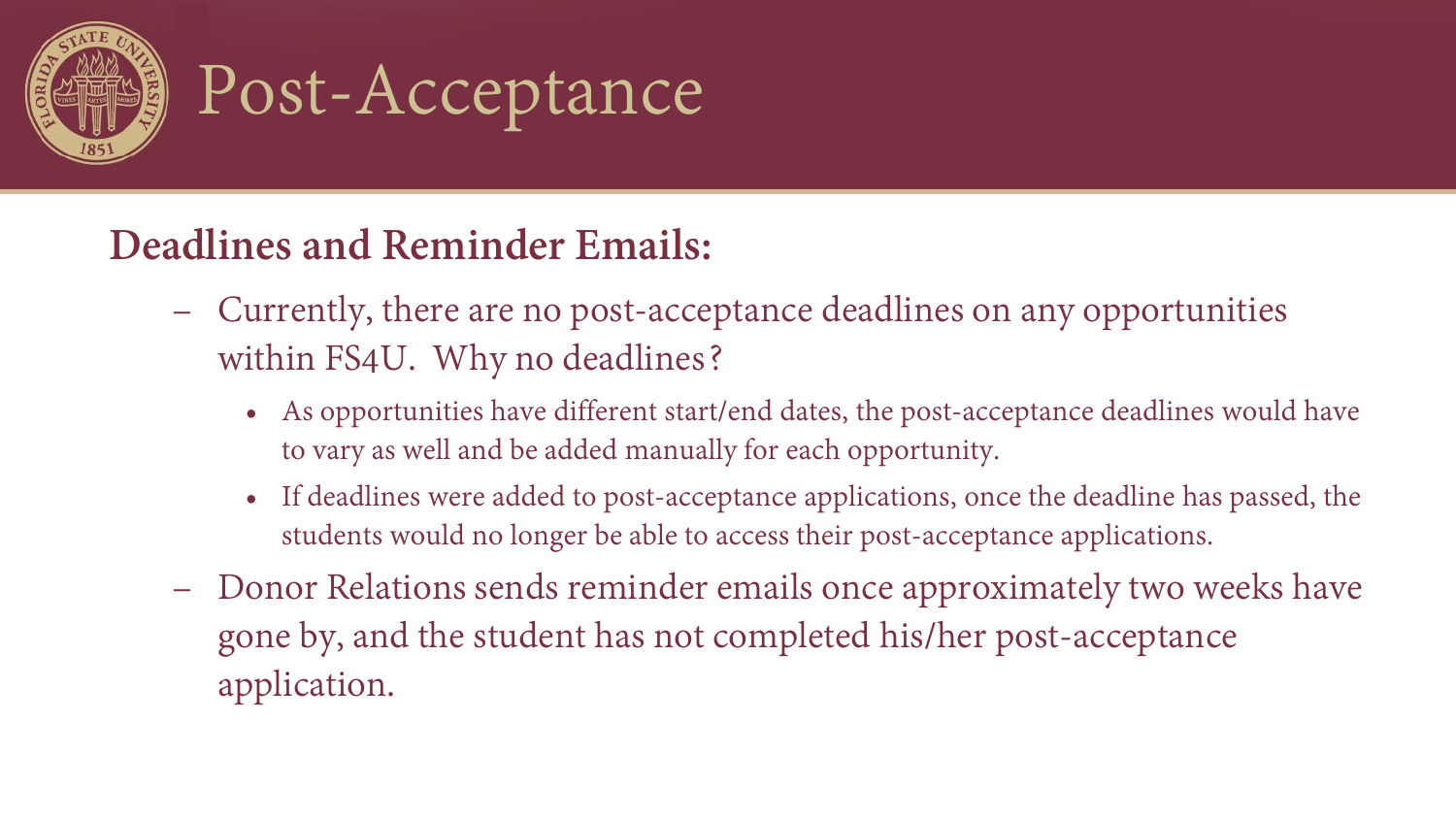# Post-Acceptance

## Deadlines and Reminder Emails:

- Currently, there are no post-acceptance deadlines on any opportunities within FS4U. Why no deadlines?
  - As opportunities have different start/end dates, the post-acceptance deadlines would have to vary as well and be added manually for each opportunity.
  - If deadlines were added to post-acceptance applications, once the deadline has passed, the students would no longer be able to access their post-acceptance applications.
- Donor Relations sends reminder emails once approximately two weeks have gone by, and the student has not completed his/her post-acceptance application.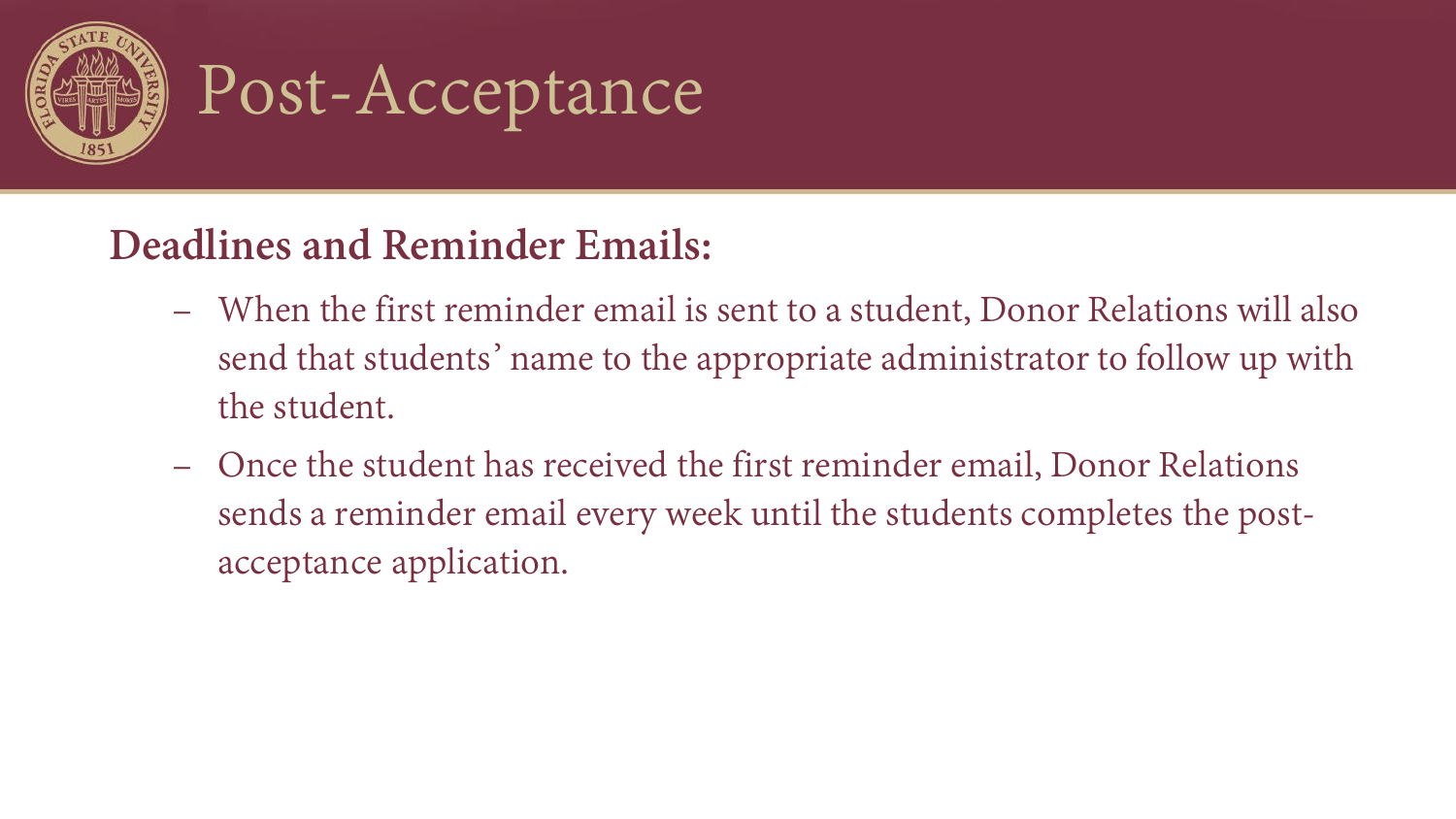# Post-Acceptance

**Deadlines and Reminder Emails:**

- When the first reminder email is sent to a student, Donor Relations will also send that students' name to the appropriate administrator to follow up with the student.
- Once the student has received the first reminder email, Donor Relations sends a reminder email every week until the students completes the post-acceptance application.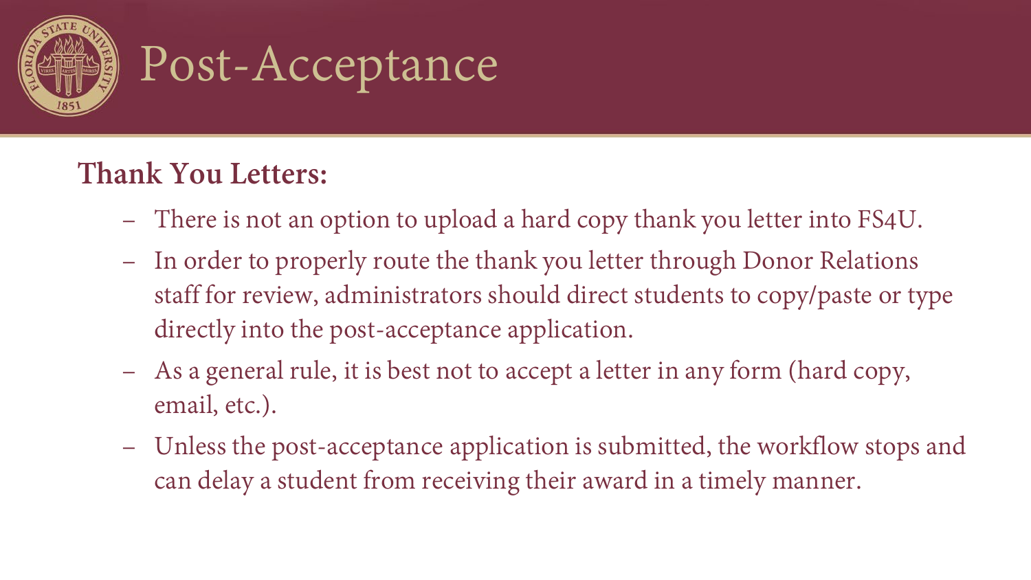# Post-Acceptance

**Thank You Letters:**

- There is not an option to upload a hard copy thank you letter into FS4U.
- In order to properly route the thank you letter through Donor Relations staff for review, administrators should direct students to copy/paste or type directly into the post-acceptance application.
- As a general rule, it is best not to accept a letter in any form (hard copy, email, etc.).
- Unless the post-acceptance application is submitted, the workflow stops and can delay a student from receiving their award in a timely manner.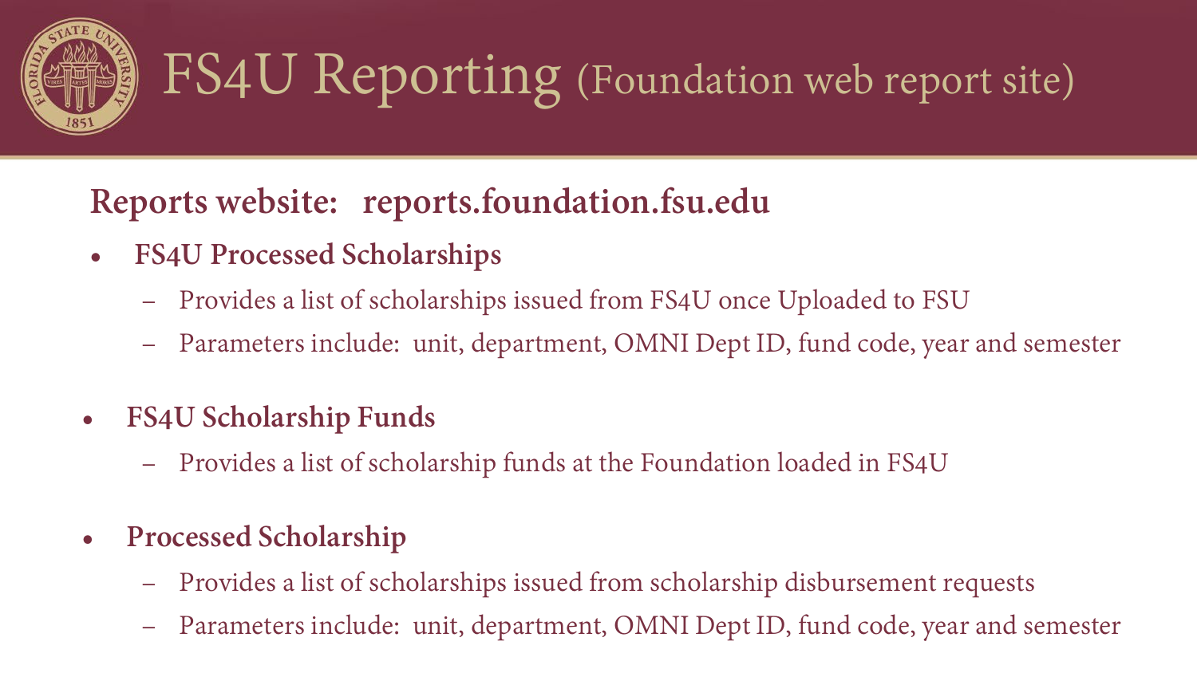# FS4U Reporting (Foundation web report site)

**Reports website: reports.foundation.fsu.edu**

- **FS4U Processed Scholarships**
  - Provides a list of scholarships issued from FS4U once Uploaded to FSU
  - Parameters include: unit, department, OMNI Dept ID, fund code, year and semester

- **FS4U Scholarship Funds**
  - Provides a list of scholarship funds at the Foundation loaded in FS4U

- **Processed Scholarship**
  - Provides a list of scholarships issued from scholarship disbursement requests
  - Parameters include: unit, department, OMNI Dept ID, fund code, year and semester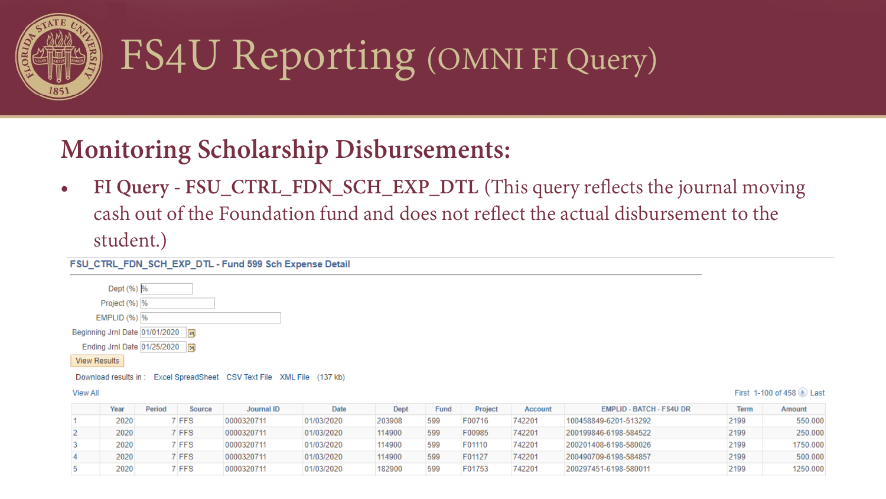# FS4U Reporting (OMNI FI Query)

## Monitoring Scholarship Disbursements:

- **FI Query - FSU_CTRL_FDN_SCH_EXP_DTL** (This query reflects the journal moving cash out of the Foundation fund and does not reflect the actual disbursement to the student.)

**FSU_CTRL_FDN_SCH_EXP_DTL - Fund 599 Sch Expense Detail**

Dept (%) %

Project (%) %

EMPLID (%) %

Beginning Jrnl Date 01/01/2020

Ending Jrnl Date 01/25/2020

View Results

Download results in : Excel SpreadSheet CSV Text File XML File (137 kb)

View All First 1-100 of 458 Last

| | Year | Period | Source | Journal ID | Date | Dept | Fund | Project | Account | EMPLID - BATCH - FS4U DR | Term | Amount |
|---|---|---|---|---|---|---|---|---|---|---|---|---|
| 1 | 2020 | 7 | FFS | 0000320711 | 01/03/2020 | 203908 | 599 | F00716 | 742201 | 100458849-6201-513292 | 2199 | 550.000 |
| 2 | 2020 | 7 | FFS | 0000320711 | 01/03/2020 | 114900 | 599 | F00985 | 742201 | 200199846-6198-584522 | 2199 | 250.000 |
| 3 | 2020 | 7 | FFS | 0000320711 | 01/03/2020 | 114900 | 599 | F01110 | 742201 | 200201408-6198-580026 | 2199 | 1750.000 |
| 4 | 2020 | 7 | FFS | 0000320711 | 01/03/2020 | 114900 | 599 | F01127 | 742201 | 200490709-6198-584857 | 2199 | 500.000 |
| 5 | 2020 | 7 | FFS | 0000320711 | 01/03/2020 | 182900 | 599 | F01753 | 742201 | 200297451-6198-580011 | 2199 | 1250.000 |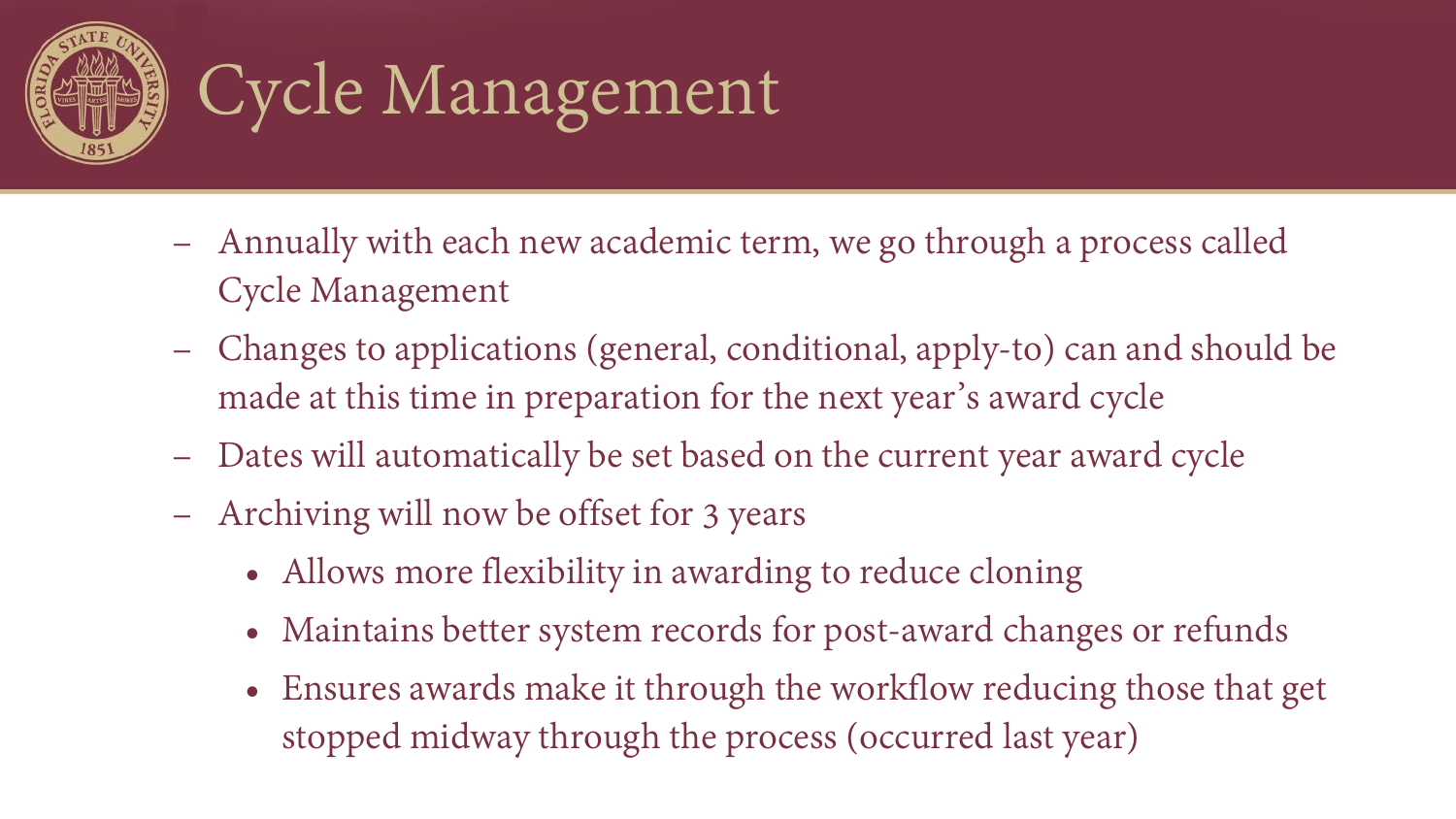# Cycle Management

- Annually with each new academic term, we go through a process called Cycle Management
- Changes to applications (general, conditional, apply-to) can and should be made at this time in preparation for the next year's award cycle
- Dates will automatically be set based on the current year award cycle
- Archiving will now be offset for 3 years
  - Allows more flexibility in awarding to reduce cloning
  - Maintains better system records for post-award changes or refunds
  - Ensures awards make it through the workflow reducing those that get stopped midway through the process (occurred last year)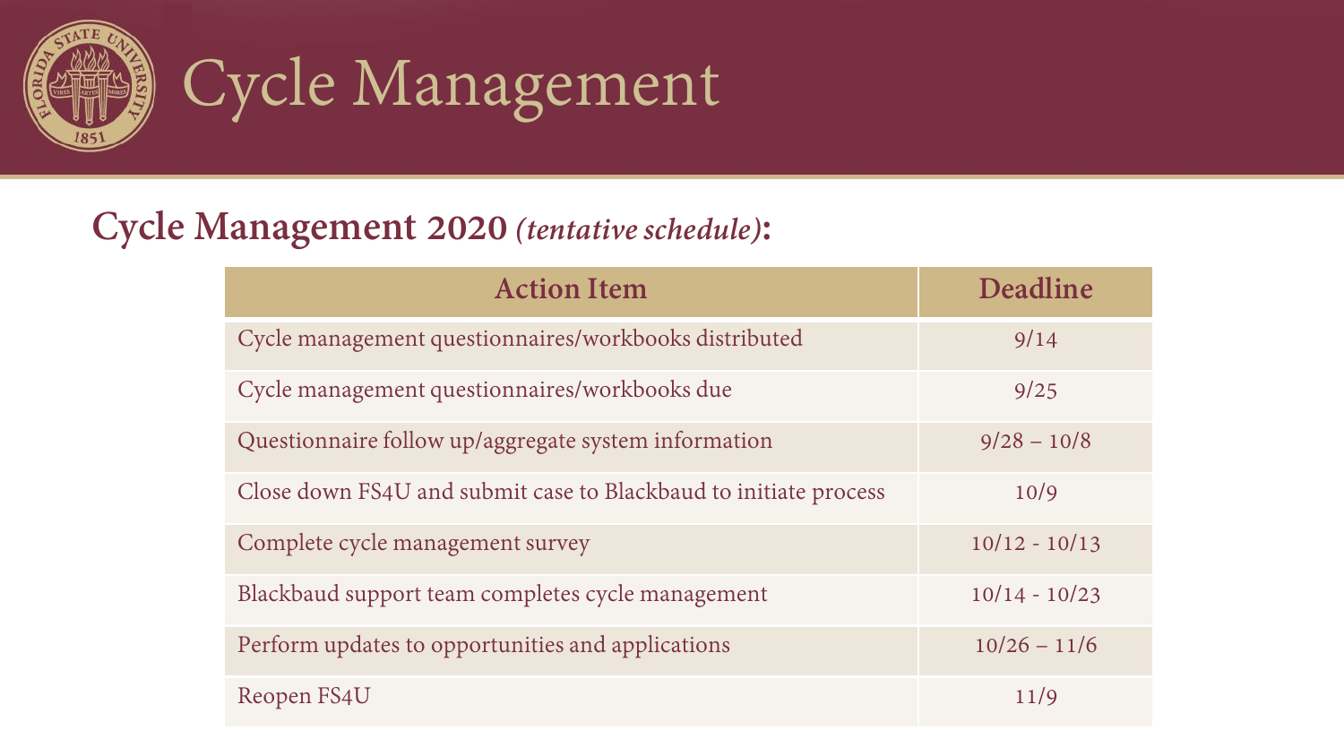# Cycle Management

## Cycle Management 2020 *(tentative schedule)*:

| Action Item | Deadline |
|---|---|
| Cycle management questionnaires/workbooks distributed | 9/14 |
| Cycle management questionnaires/workbooks due | 9/25 |
| Questionnaire follow up/aggregate system information | 9/28 – 10/8 |
| Close down FS4U and submit case to Blackbaud to initiate process | 10/9 |
| Complete cycle management survey | 10/12 - 10/13 |
| Blackbaud support team completes cycle management | 10/14 - 10/23 |
| Perform updates to opportunities and applications | 10/26 – 11/6 |
| Reopen FS4U | 11/9 |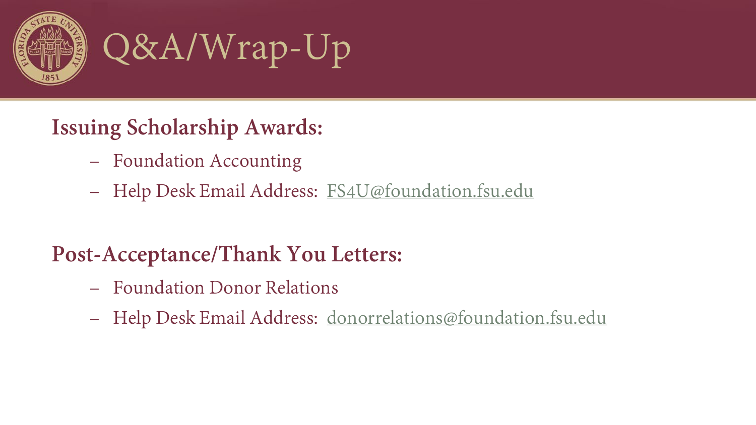# Q&A/Wrap-Up

**Issuing Scholarship Awards:**

- Foundation Accounting
- Help Desk Email Address: FS4U@foundation.fsu.edu

**Post-Acceptance/Thank You Letters:**

- Foundation Donor Relations
- Help Desk Email Address: donorrelations@foundation.fsu.edu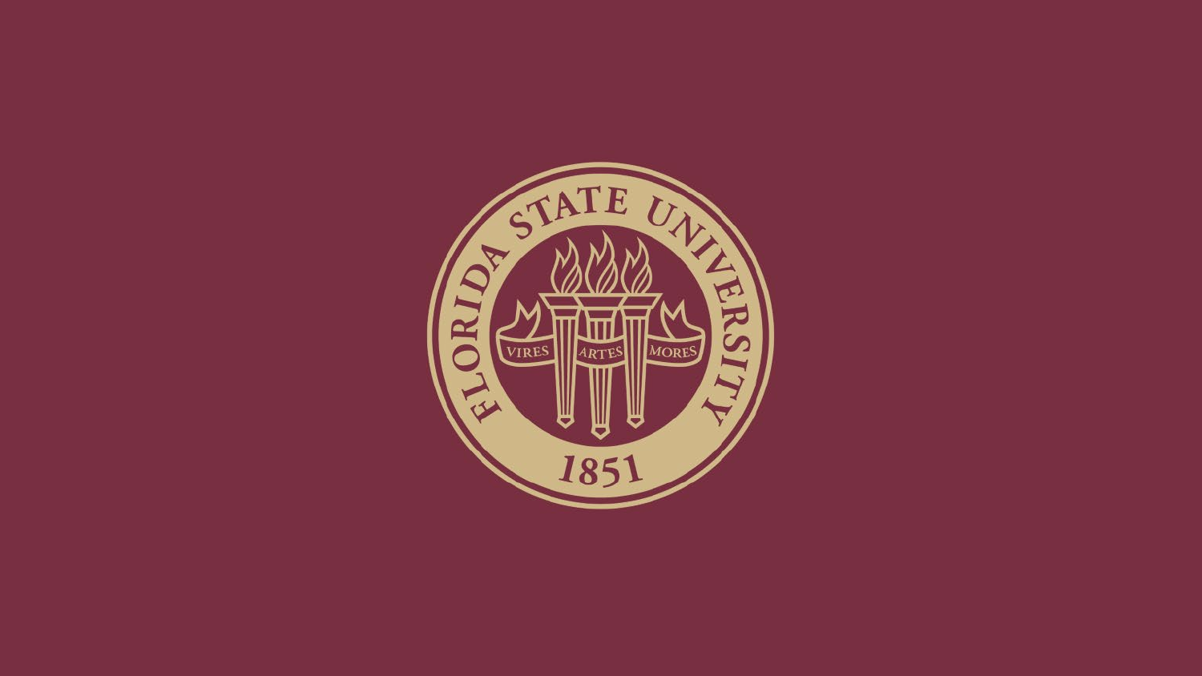FLORIDA STATE UNIVERSITY

VIRES ARTES MORES

1851